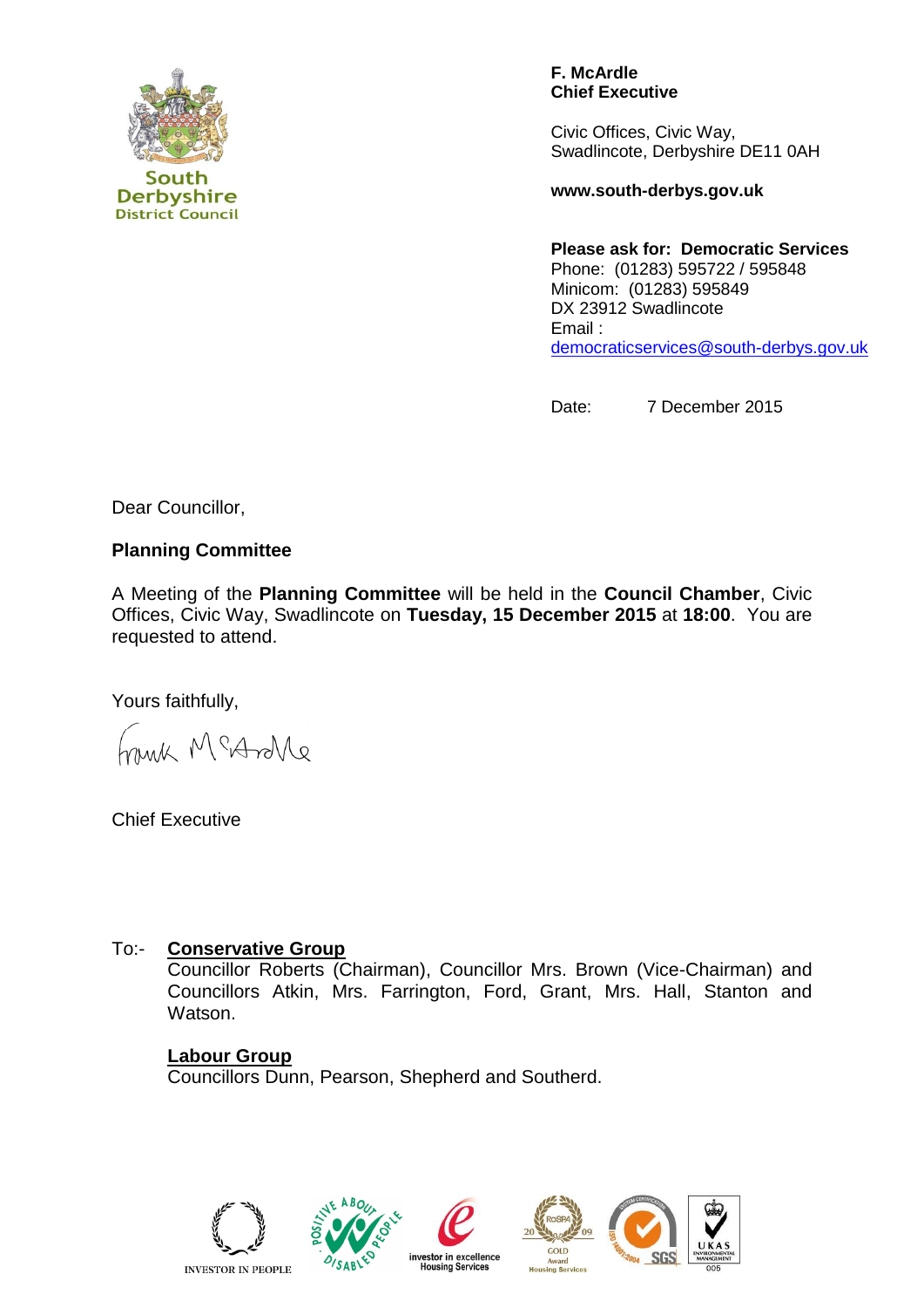South Derbyshire District Council

**F. McArdle**
**Chief Executive**

Civic Offices, Civic Way,
Swadlincote, Derbyshire DE11 0AH

**www.south-derbys.gov.uk**

**Please ask for: Democratic Services**
Phone: (01283) 595722 / 595848
Minicom: (01283) 595849
DX 23912 Swadlincote
Email :
democraticservices@south-derbys.gov.uk

Date: 7 December 2015

Dear Councillor,

**Planning Committee**

A Meeting of the **Planning Committee** will be held in the **Council Chamber**, Civic Offices, Civic Way, Swadlincote on **Tuesday, 15 December 2015** at **18:00**. You are requested to attend.

Yours faithfully,

Frank McArdle

Chief Executive

To:- **Conservative Group**
Councillor Roberts (Chairman), Councillor Mrs. Brown (Vice-Chairman) and Councillors Atkin, Mrs. Farrington, Ford, Grant, Mrs. Hall, Stanton and Watson.

**Labour Group**
Councillors Dunn, Pearson, Shepherd and Southerd.

INVESTOR IN PEOPLE | POSITIVE ABOUT DISABLED PEOPLE | investor in excellence Housing Services | RoSPA 2009 GOLD Award Housing Services | ISO 14001:2004 SGS | UKAS ENVIRONMENTAL MANAGEMENT 005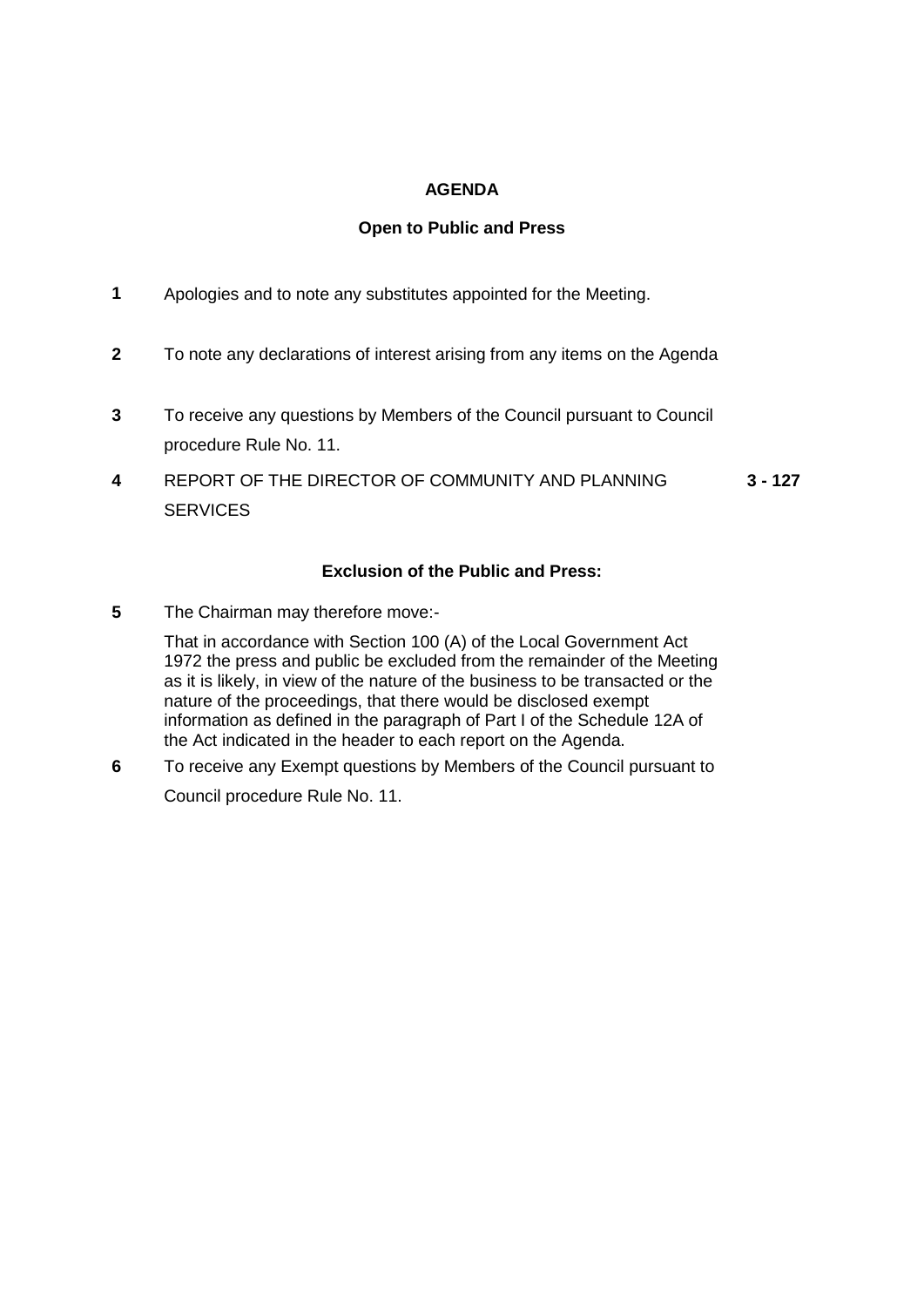## AGENDA

### Open to Public and Press

**1** Apologies and to note any substitutes appointed for the Meeting.

**2** To note any declarations of interest arising from any items on the Agenda

**3** To receive any questions by Members of the Council pursuant to Council procedure Rule No. 11.

**4** REPORT OF THE DIRECTOR OF COMMUNITY AND PLANNING SERVICES **3 - 127**

### Exclusion of the Public and Press:

**5** The Chairman may therefore move:-

That in accordance with Section 100 (A) of the Local Government Act 1972 the press and public be excluded from the remainder of the Meeting as it is likely, in view of the nature of the business to be transacted or the nature of the proceedings, that there would be disclosed exempt information as defined in the paragraph of Part I of the Schedule 12A of the Act indicated in the header to each report on the Agenda.

**6** To receive any Exempt questions by Members of the Council pursuant to Council procedure Rule No. 11.